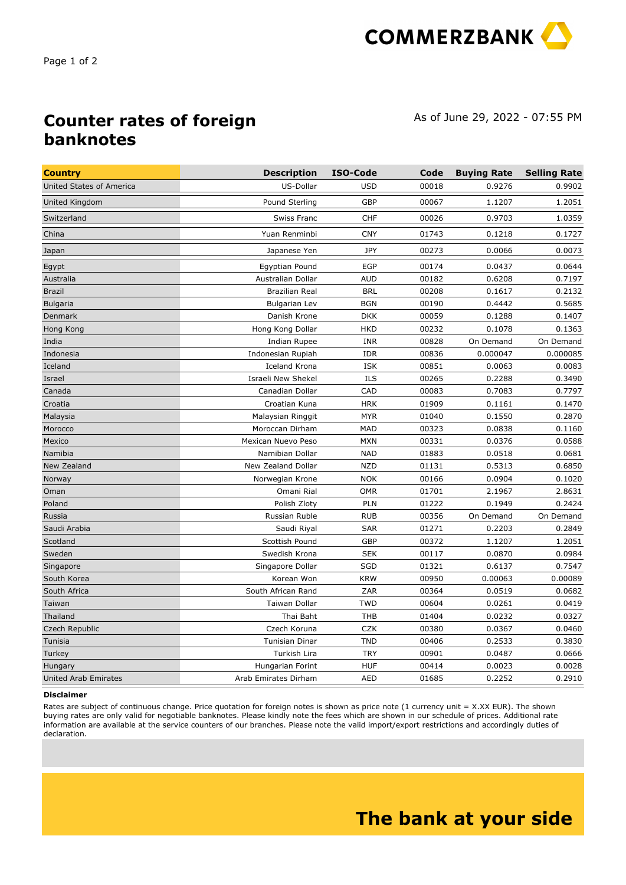# Counter rates of foreign banknotes

As of June 29, 2022 - 07:55 PM

| Country | Description | ISO-Code | Code | Buying Rate | Selling Rate |
|---|---|---|---|---|---|
| United States of America | US-Dollar | USD | 00018 | 0.9276 | 0.9902 |
| United Kingdom | Pound Sterling | GBP | 00067 | 1.1207 | 1.2051 |
| Switzerland | Swiss Franc | CHF | 00026 | 0.9703 | 1.0359 |
| China | Yuan Renminbi | CNY | 01743 | 0.1218 | 0.1727 |
| Japan | Japanese Yen | JPY | 00273 | 0.0066 | 0.0073 |
| Egypt | Egyptian Pound | EGP | 00174 | 0.0437 | 0.0644 |
| Australia | Australian Dollar | AUD | 00182 | 0.6208 | 0.7197 |
| Brazil | Brazilian Real | BRL | 00208 | 0.1617 | 0.2132 |
| Bulgaria | Bulgarian Lev | BGN | 00190 | 0.4442 | 0.5685 |
| Denmark | Danish Krone | DKK | 00059 | 0.1288 | 0.1407 |
| Hong Kong | Hong Kong Dollar | HKD | 00232 | 0.1078 | 0.1363 |
| India | Indian Rupee | INR | 00828 | On Demand | On Demand |
| Indonesia | Indonesian Rupiah | IDR | 00836 | 0.000047 | 0.000085 |
| Iceland | Iceland Krona | ISK | 00851 | 0.0063 | 0.0083 |
| Israel | Israeli New Shekel | ILS | 00265 | 0.2288 | 0.3490 |
| Canada | Canadian Dollar | CAD | 00083 | 0.7083 | 0.7797 |
| Croatia | Croatian Kuna | HRK | 01909 | 0.1161 | 0.1470 |
| Malaysia | Malaysian Ringgit | MYR | 01040 | 0.1550 | 0.2870 |
| Morocco | Moroccan Dirham | MAD | 00323 | 0.0838 | 0.1160 |
| Mexico | Mexican Nuevo Peso | MXN | 00331 | 0.0376 | 0.0588 |
| Namibia | Namibian Dollar | NAD | 01883 | 0.0518 | 0.0681 |
| New Zealand | New Zealand Dollar | NZD | 01131 | 0.5313 | 0.6850 |
| Norway | Norwegian Krone | NOK | 00166 | 0.0904 | 0.1020 |
| Oman | Omani Rial | OMR | 01701 | 2.1967 | 2.8631 |
| Poland | Polish Zloty | PLN | 01222 | 0.1949 | 0.2424 |
| Russia | Russian Ruble | RUB | 00356 | On Demand | On Demand |
| Saudi Arabia | Saudi Riyal | SAR | 01271 | 0.2203 | 0.2849 |
| Scotland | Scottish Pound | GBP | 00372 | 1.1207 | 1.2051 |
| Sweden | Swedish Krona | SEK | 00117 | 0.0870 | 0.0984 |
| Singapore | Singapore Dollar | SGD | 01321 | 0.6137 | 0.7547 |
| South Korea | Korean Won | KRW | 00950 | 0.00063 | 0.00089 |
| South Africa | South African Rand | ZAR | 00364 | 0.0519 | 0.0682 |
| Taiwan | Taiwan Dollar | TWD | 00604 | 0.0261 | 0.0419 |
| Thailand | Thai Baht | THB | 01404 | 0.0232 | 0.0327 |
| Czech Republic | Czech Koruna | CZK | 00380 | 0.0367 | 0.0460 |
| Tunisia | Tunisian Dinar | TND | 00406 | 0.2533 | 0.3830 |
| Turkey | Turkish Lira | TRY | 00901 | 0.0487 | 0.0666 |
| Hungary | Hungarian Forint | HUF | 00414 | 0.0023 | 0.0028 |
| United Arab Emirates | Arab Emirates Dirham | AED | 01685 | 0.2252 | 0.2910 |

**Disclaimer**

Rates are subject of continuous change. Price quotation for foreign notes is shown as price note (1 currency unit = X.XX EUR). The shown buying rates are only valid for negotiable banknotes. Please kindly note the fees which are shown in our schedule of prices. Additional rate information are available at the service counters of our branches. Please note the valid import/export restrictions and accordingly duties of declaration.

**The bank at your side**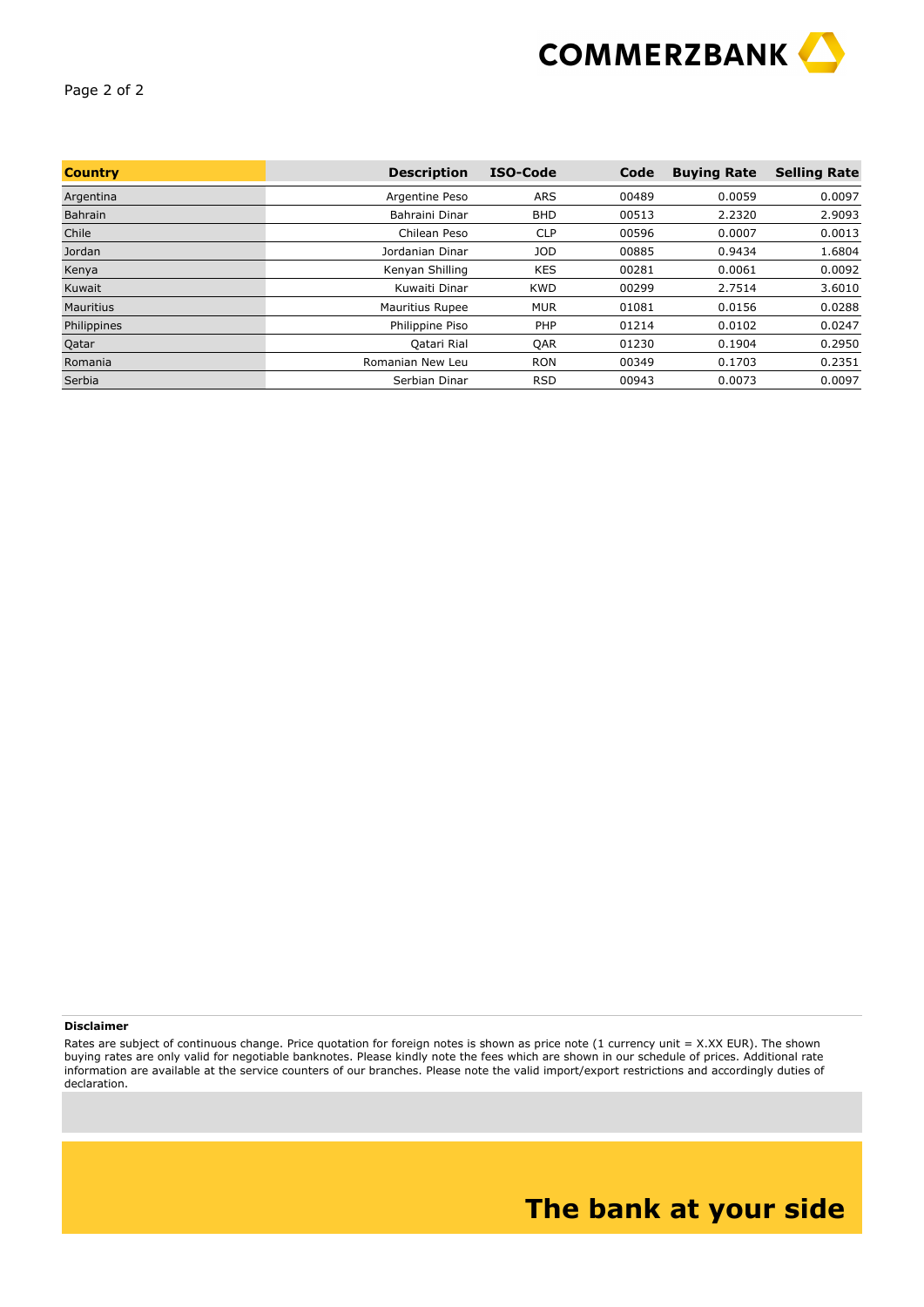| Country | Description | ISO-Code | Code | Buying Rate | Selling Rate |
|---|---|---|---|---|---|
| Argentina | Argentine Peso | ARS | 00489 | 0.0059 | 0.0097 |
| Bahrain | Bahraini Dinar | BHD | 00513 | 2.2320 | 2.9093 |
| Chile | Chilean Peso | CLP | 00596 | 0.0007 | 0.0013 |
| Jordan | Jordanian Dinar | JOD | 00885 | 0.9434 | 1.6804 |
| Kenya | Kenyan Shilling | KES | 00281 | 0.0061 | 0.0092 |
| Kuwait | Kuwaiti Dinar | KWD | 00299 | 2.7514 | 3.6010 |
| Mauritius | Mauritius Rupee | MUR | 01081 | 0.0156 | 0.0288 |
| Philippines | Philippine Piso | PHP | 01214 | 0.0102 | 0.0247 |
| Qatar | Qatari Rial | QAR | 01230 | 0.1904 | 0.2950 |
| Romania | Romanian New Leu | RON | 00349 | 0.1703 | 0.2351 |
| Serbia | Serbian Dinar | RSD | 00943 | 0.0073 | 0.0097 |

**Disclaimer**

Rates are subject of continuous change. Price quotation for foreign notes is shown as price note (1 currency unit = X.XX EUR). The shown buying rates are only valid for negotiable banknotes. Please kindly note the fees which are shown in our schedule of prices. Additional rate information are available at the service counters of our branches. Please note the valid import/export restrictions and accordingly duties of declaration.

**The bank at your side**